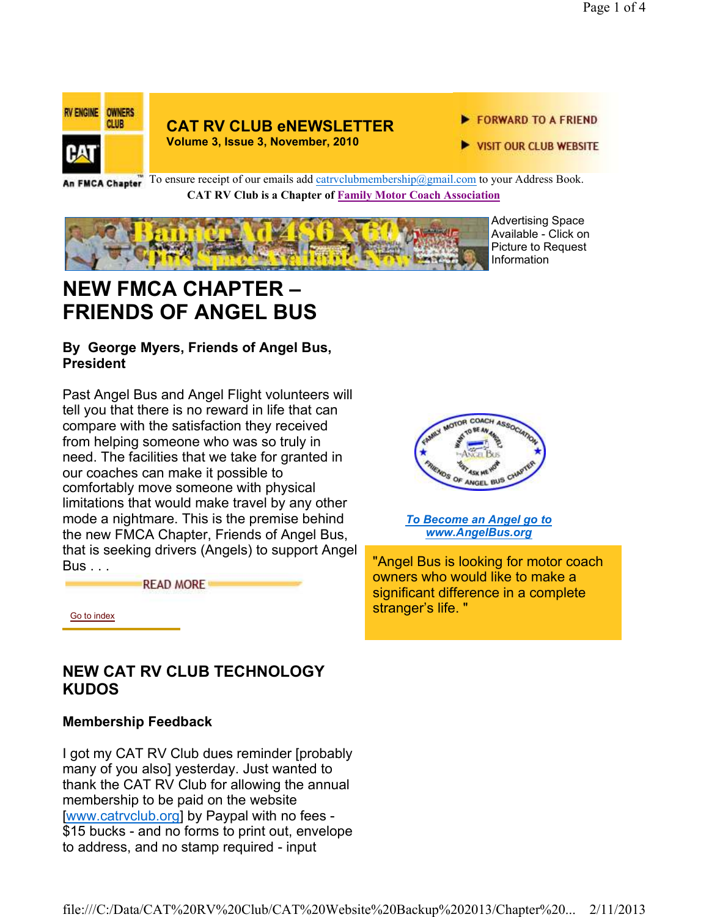RV ENGINE OWNERS CLUB

CAT

An FMCA Chapter

# CAT RV CLUB eNEWSLETTER

**Volume 3, Issue 3, November, 2010**

FORWARD TO A FRIEND

VISIT OUR CLUB WEBSITE

To ensure receipt of our emails add catrvclubmembership@gmail.com to your Address Book.

**CAT RV Club is a Chapter of Family Motor Coach Association**

Banner Ad 486 x 60 This Space Available Now

Advertising Space Available - Click on Picture to Request Information

# NEW FMCA CHAPTER – FRIENDS OF ANGEL BUS

### By George Myers, Friends of Angel Bus, President

Past Angel Bus and Angel Flight volunteers will tell you that there is no reward in life that can compare with the satisfaction they received from helping someone who was so truly in need. The facilities that we take for granted in our coaches can make it possible to comfortably move someone with physical limitations that would make travel by any other mode a nightmare. This is the premise behind the new FMCA Chapter, Friends of Angel Bus, that is seeking drivers (Angels) to support Angel Bus . . .

READ MORE

Go to index

FAMILY MOTOR COACH ASSOCIATION — WANT TO BE AN ANGEL? — Angel Bus — JUST ASK ME HOW — FRIENDS OF ANGEL BUS CHAPTER

***To Become an Angel go to www.AngelBus.org***

"Angel Bus is looking for motor coach owners who would like to make a significant difference in a complete stranger's life. "

## NEW CAT RV CLUB TECHNOLOGY KUDOS

### Membership Feedback

I got my CAT RV Club dues reminder [probably many of you also] yesterday. Just wanted to thank the CAT RV Club for allowing the annual membership to be paid on the website [www.catrvclub.org] by Paypal with no fees - $15 bucks - and no forms to print out, envelope to address, and no stamp required - input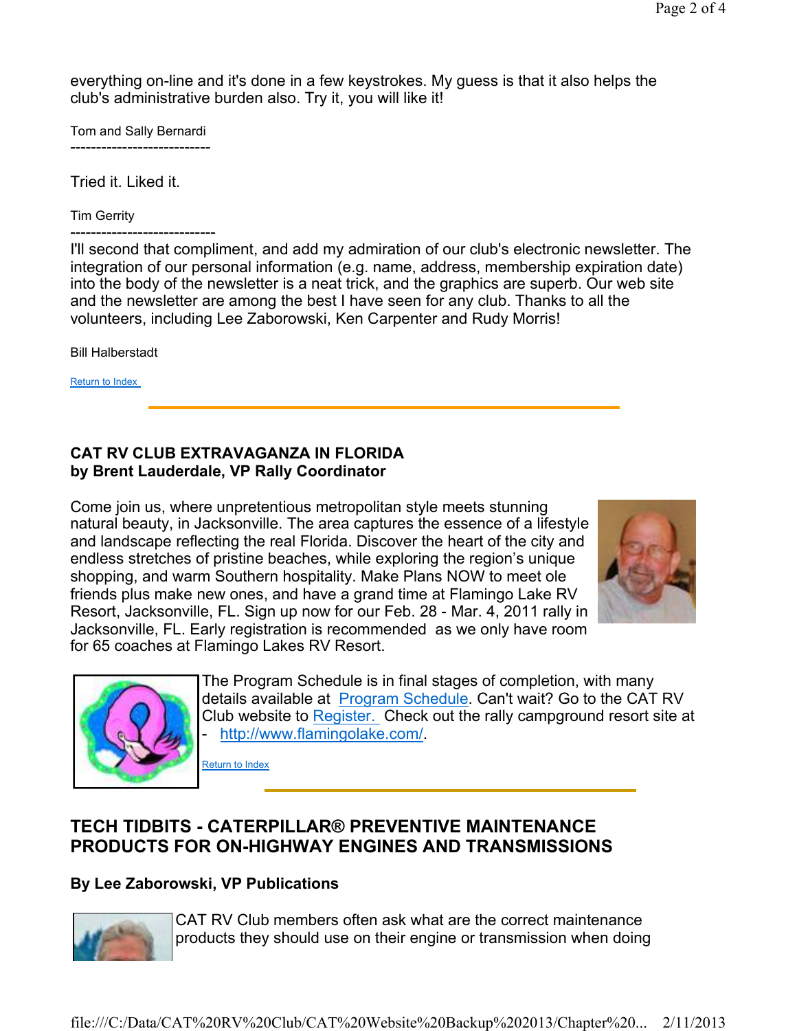everything on-line and it's done in a few keystrokes. My guess is that it also helps the club's administrative burden also. Try it, you will like it!

Tom and Sally Bernardi

---------------------------

Tried it. Liked it.

Tim Gerrity

----------------------------

I'll second that compliment, and add my admiration of our club's electronic newsletter. The integration of our personal information (e.g. name, address, membership expiration date) into the body of the newsletter is a neat trick, and the graphics are superb. Our web site and the newsletter are among the best I have seen for any club. Thanks to all the volunteers, including Lee Zaborowski, Ken Carpenter and Rudy Morris!

Bill Halberstadt

Return to Index

---

## CAT RV CLUB EXTRAVAGANZA IN FLORIDA
**by Brent Lauderdale, VP Rally Coordinator**

Come join us, where unpretentious metropolitan style meets stunning natural beauty, in Jacksonville. The area captures the essence of a lifestyle and landscape reflecting the real Florida. Discover the heart of the city and endless stretches of pristine beaches, while exploring the region's unique shopping, and warm Southern hospitality. Make Plans NOW to meet ole friends plus make new ones, and have a grand time at Flamingo Lake RV Resort, Jacksonville, FL. Sign up now for our Feb. 28 - Mar. 4, 2011 rally in Jacksonville, FL. Early registration is recommended as we only have room for 65 coaches at Flamingo Lakes RV Resort.

The Program Schedule is in final stages of completion, with many details available at Program Schedule. Can't wait? Go to the CAT RV Club website to Register. Check out the rally campground resort site at - http://www.flamingolake.com/.

Return to Index

---

## TECH TIDBITS - CATERPILLAR® PREVENTIVE MAINTENANCE PRODUCTS FOR ON-HIGHWAY ENGINES AND TRANSMISSIONS

**By Lee Zaborowski, VP Publications**

CAT RV Club members often ask what are the correct maintenance products they should use on their engine or transmission when doing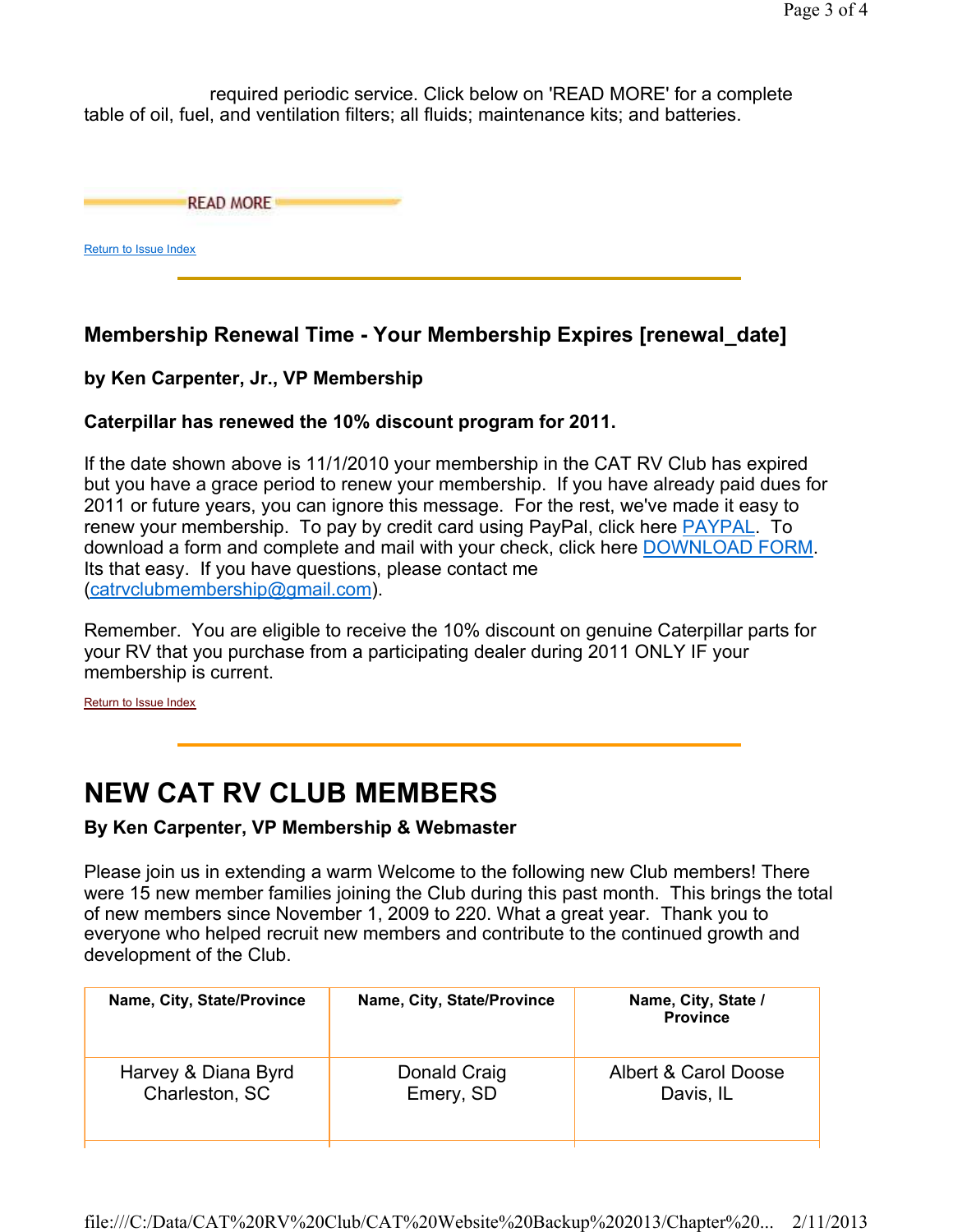required periodic service. Click below on 'READ MORE' for a complete table of oil, fuel, and ventilation filters; all fluids; maintenance kits; and batteries.

READ MORE

Return to Issue Index

---

### Membership Renewal Time - Your Membership Expires [renewal_date]

**by Ken Carpenter, Jr., VP Membership**

**Caterpillar has renewed the 10% discount program for 2011.**

If the date shown above is 11/1/2010 your membership in the CAT RV Club has expired but you have a grace period to renew your membership. If you have already paid dues for 2011 or future years, you can ignore this message. For the rest, we've made it easy to renew your membership. To pay by credit card using PayPal, click here PAYPAL. To download a form and complete and mail with your check, click here DOWNLOAD FORM. Its that easy. If you have questions, please contact me (catrvclubmembership@gmail.com).

Remember. You are eligible to receive the 10% discount on genuine Caterpillar parts for your RV that you purchase from a participating dealer during 2011 ONLY IF your membership is current.

Return to Issue Index

---

# NEW CAT RV CLUB MEMBERS

**By Ken Carpenter, VP Membership & Webmaster**

Please join us in extending a warm Welcome to the following new Club members! There were 15 new member families joining the Club during this past month. This brings the total of new members since November 1, 2009 to 220. What a great year. Thank you to everyone who helped recruit new members and contribute to the continued growth and development of the Club.

| Name, City, State/Province | Name, City, State/Province | Name, City, State / Province |
|---|---|---|
| Harvey & Diana Byrd<br>Charleston, SC | Donald Craig<br>Emery, SD | Albert & Carol Doose<br>Davis, IL |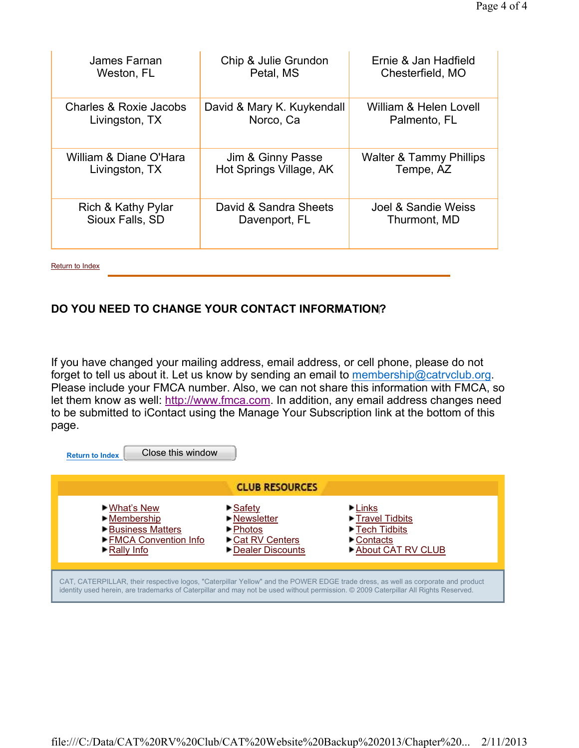| | | |
|---|---|---|
| James Farnan<br>Weston, FL | Chip & Julie Grundon<br>Petal, MS | Ernie & Jan Hadfield<br>Chesterfield, MO |
| Charles & Roxie Jacobs<br>Livingston, TX | David & Mary K. Kuykendall<br>Norco, Ca | William & Helen Lovell<br>Palmento, FL |
| William & Diane O'Hara<br>Livingston, TX | Jim & Ginny Passe<br>Hot Springs Village, AK | Walter & Tammy Phillips<br>Tempe, AZ |
| Rich & Kathy Pylar<br>Sioux Falls, SD | David & Sandra Sheets<br>Davenport, FL | Joel & Sandie Weiss<br>Thurmont, MD |

Return to Index

**DO YOU NEED TO CHANGE YOUR CONTACT INFORMATION?**

If you have changed your mailing address, email address, or cell phone, please do not forget to tell us about it. Let us know by sending an email to membership@catrvclub.org. Please include your FMCA number. Also, we can not share this information with FMCA, so let them know as well: http://www.fmca.com. In addition, any email address changes need to be submitted to iContact using the Manage Your Subscription link at the bottom of this page.

**Return to Index** Close this window

**CLUB RESOURCES**

| | | |
|---|---|---|
| What's New | Safety | Links |
| Membership | Newsletter | Travel Tidbits |
| Business Matters | Photos | Tech Tidbits |
| FMCA Convention Info | Cat RV Centers | Contacts |
| Rally Info | Dealer Discounts | About CAT RV CLUB |

CAT, CATERPILLAR, their respective logos, "Caterpillar Yellow" and the POWER EDGE trade dress, as well as corporate and product identity used herein, are trademarks of Caterpillar and may not be used without permission. © 2009 Caterpillar All Rights Reserved.